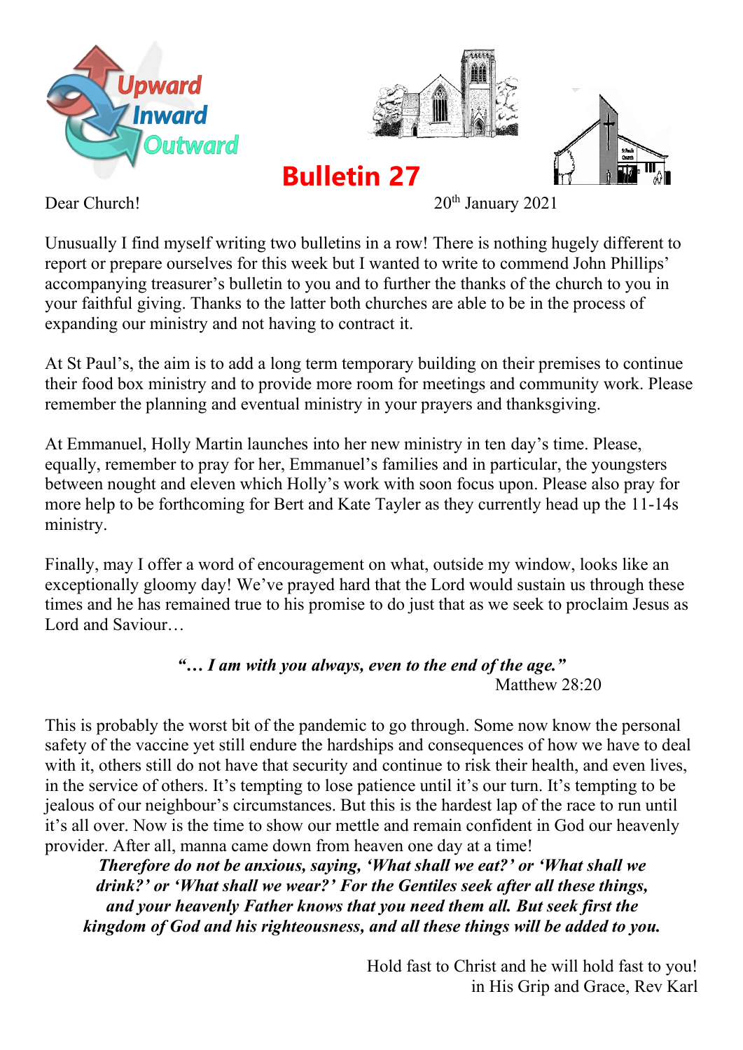Upward Inward Outward

# Bulletin 27

Dear Church! 20th January 2021

Unusually I find myself writing two bulletins in a row! There is nothing hugely different to report or prepare ourselves for this week but I wanted to write to commend John Phillips' accompanying treasurer's bulletin to you and to further the thanks of the church to you in your faithful giving. Thanks to the latter both churches are able to be in the process of expanding our ministry and not having to contract it.

At St Paul's, the aim is to add a long term temporary building on their premises to continue their food box ministry and to provide more room for meetings and community work. Please remember the planning and eventual ministry in your prayers and thanksgiving.

At Emmanuel, Holly Martin launches into her new ministry in ten day's time. Please, equally, remember to pray for her, Emmanuel's families and in particular, the youngsters between nought and eleven which Holly's work with soon focus upon. Please also pray for more help to be forthcoming for Bert and Kate Tayler as they currently head up the 11-14s ministry.

Finally, may I offer a word of encouragement on what, outside my window, looks like an exceptionally gloomy day! We've prayed hard that the Lord would sustain us through these times and he has remained true to his promise to do just that as we seek to proclaim Jesus as Lord and Saviour…

***"… I am with you always, even to the end of the age."***
Matthew 28:20

This is probably the worst bit of the pandemic to go through. Some now know the personal safety of the vaccine yet still endure the hardships and consequences of how we have to deal with it, others still do not have that security and continue to risk their health, and even lives, in the service of others. It's tempting to lose patience until it's our turn. It's tempting to be jealous of our neighbour's circumstances. But this is the hardest lap of the race to run until it's all over. Now is the time to show our mettle and remain confident in God our heavenly provider. After all, manna came down from heaven one day at a time!

***Therefore do not be anxious, saying, 'What shall we eat?' or 'What shall we drink?' or 'What shall we wear?' For the Gentiles seek after all these things, and your heavenly Father knows that you need them all. But seek first the kingdom of God and his righteousness, and all these things will be added to you.***

Hold fast to Christ and he will hold fast to you!
in His Grip and Grace, Rev Karl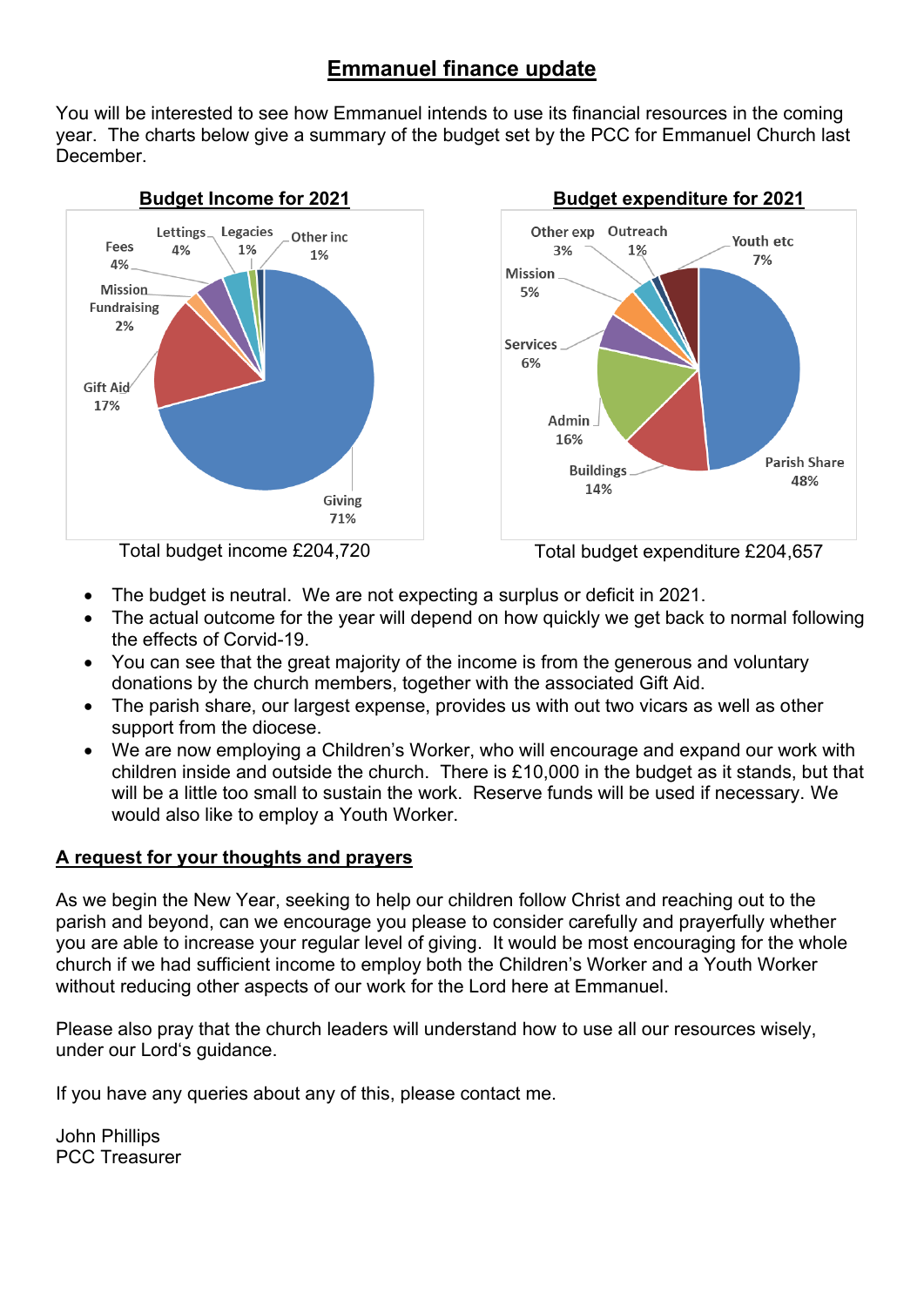# Emmanuel finance update

You will be interested to see how Emmanuel intends to use its financial resources in the coming year. The charts below give a summary of the budget set by the PCC for Emmanuel Church last December.

**Budget Income for 2021**

Fees 4%
Lettings 4%
Legacies 1%
Other inc 1%
Mission Fundraising 2%
Gift Aid 17%
Giving 71%

Total budget income £204,720

**Budget expenditure for 2021**

Other exp 3%
Outreach 1%
Youth etc 7%
Mission 5%
Services 6%
Admin 16%
Buildings 14%
Parish Share 48%

Total budget expenditure £204,657

- The budget is neutral. We are not expecting a surplus or deficit in 2021.
- The actual outcome for the year will depend on how quickly we get back to normal following the effects of Corvid-19.
- You can see that the great majority of the income is from the generous and voluntary donations by the church members, together with the associated Gift Aid.
- The parish share, our largest expense, provides us with out two vicars as well as other support from the diocese.
- We are now employing a Children's Worker, who will encourage and expand our work with children inside and outside the church. There is £10,000 in the budget as it stands, but that will be a little too small to sustain the work. Reserve funds will be used if necessary. We would also like to employ a Youth Worker.

## A request for your thoughts and prayers

As we begin the New Year, seeking to help our children follow Christ and reaching out to the parish and beyond, can we encourage you please to consider carefully and prayerfully whether you are able to increase your regular level of giving. It would be most encouraging for the whole church if we had sufficient income to employ both the Children's Worker and a Youth Worker without reducing other aspects of our work for the Lord here at Emmanuel.

Please also pray that the church leaders will understand how to use all our resources wisely, under our Lord's guidance.

If you have any queries about any of this, please contact me.

John Phillips
PCC Treasurer